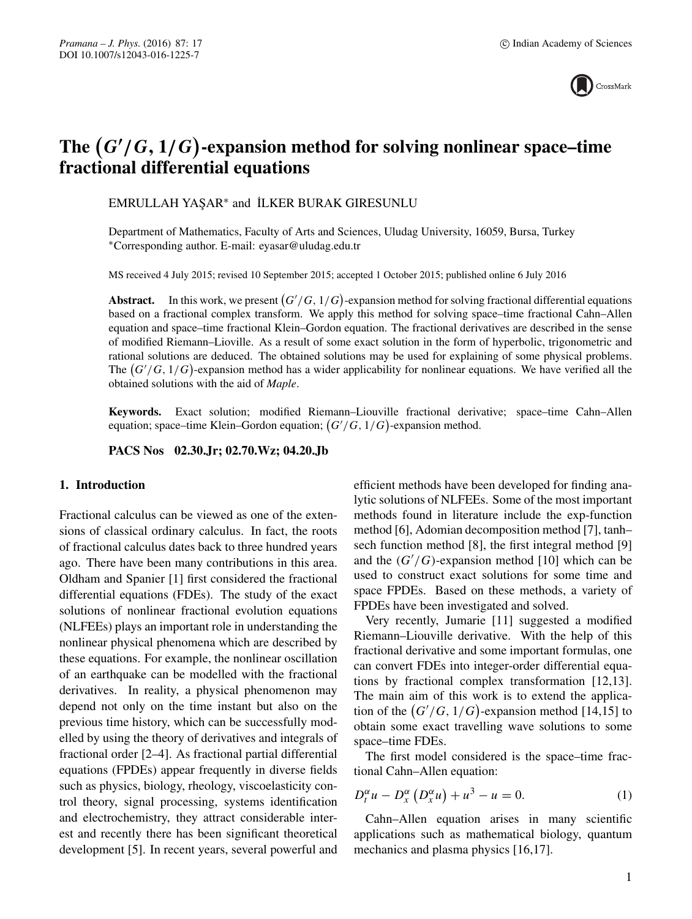# The $\left(G'/G, 1/G\right)$-expansion method for solving nonlinear space–time fractional differential equations

EMRULLAH YAŞAR* and İLKER BURAK GIRESUNLU

Department of Mathematics, Faculty of Arts and Sciences, Uludag University, 16059, Bursa, Turkey
*Corresponding author. E-mail: eyasar@uludag.edu.tr

MS received 4 July 2015; revised 10 September 2015; accepted 1 October 2015; published online 6 July 2016

**Abstract.** In this work, we present $\left(G'/G, 1/G\right)$-expansion method for solving fractional differential equations based on a fractional complex transform. We apply this method for solving space–time fractional Cahn–Allen equation and space–time fractional Klein–Gordon equation. The fractional derivatives are described in the sense of modified Riemann–Lioville. As a result of some exact solution in the form of hyperbolic, trigonometric and rational solutions are deduced. The obtained solutions may be used for explaining of some physical problems. The $\left(G'/G, 1/G\right)$-expansion method has a wider applicability for nonlinear equations. We have verified all the obtained solutions with the aid of *Maple*.

**Keywords.** Exact solution; modified Riemann–Liouville fractional derivative; space–time Cahn–Allen equation; space–time Klein–Gordon equation; $\left(G'/G, 1/G\right)$-expansion method.

**PACS Nos** 02.30.Jr; 02.70.Wz; 04.20.Jb

## 1. Introduction

Fractional calculus can be viewed as one of the extensions of classical ordinary calculus. In fact, the roots of fractional calculus dates back to three hundred years ago. There have been many contributions in this area. Oldham and Spanier [1] first considered the fractional differential equations (FDEs). The study of the exact solutions of nonlinear fractional evolution equations (NLFEEs) plays an important role in understanding the nonlinear physical phenomena which are described by these equations. For example, the nonlinear oscillation of an earthquake can be modelled with the fractional derivatives. In reality, a physical phenomenon may depend not only on the time instant but also on the previous time history, which can be successfully modelled by using the theory of derivatives and integrals of fractional order [2–4]. As fractional partial differential equations (FPDEs) appear frequently in diverse fields such as physics, biology, rheology, viscoelasticity control theory, signal processing, systems identification and electrochemistry, they attract considerable interest and recently there has been significant theoretical development [5]. In recent years, several powerful and efficient methods have been developed for finding analytic solutions of NLFEEs. Some of the most important methods found in literature include the exp-function method [6], Adomian decomposition method [7], tanh–sech function method [8], the first integral method [9] and the $(G'/G)$-expansion method [10] which can be used to construct exact solutions for some time and space FPDEs. Based on these methods, a variety of FPDEs have been investigated and solved.

Very recently, Jumarie [11] suggested a modified Riemann–Liouville derivative. With the help of this fractional derivative and some important formulas, one can convert FDEs into integer-order differential equations by fractional complex transformation [12,13]. The main aim of this work is to extend the application of the $\left(G'/G, 1/G\right)$-expansion method [14,15] to obtain some exact travelling wave solutions to some space–time FDEs.

The first model considered is the space–time fractional Cahn–Allen equation:

$$D_t^{\alpha} u - D_x^{\alpha}\left(D_x^{\alpha} u\right) + u^3 - u = 0. \tag{1}$$

Cahn–Allen equation arises in many scientific applications such as mathematical biology, quantum mechanics and plasma physics [16,17].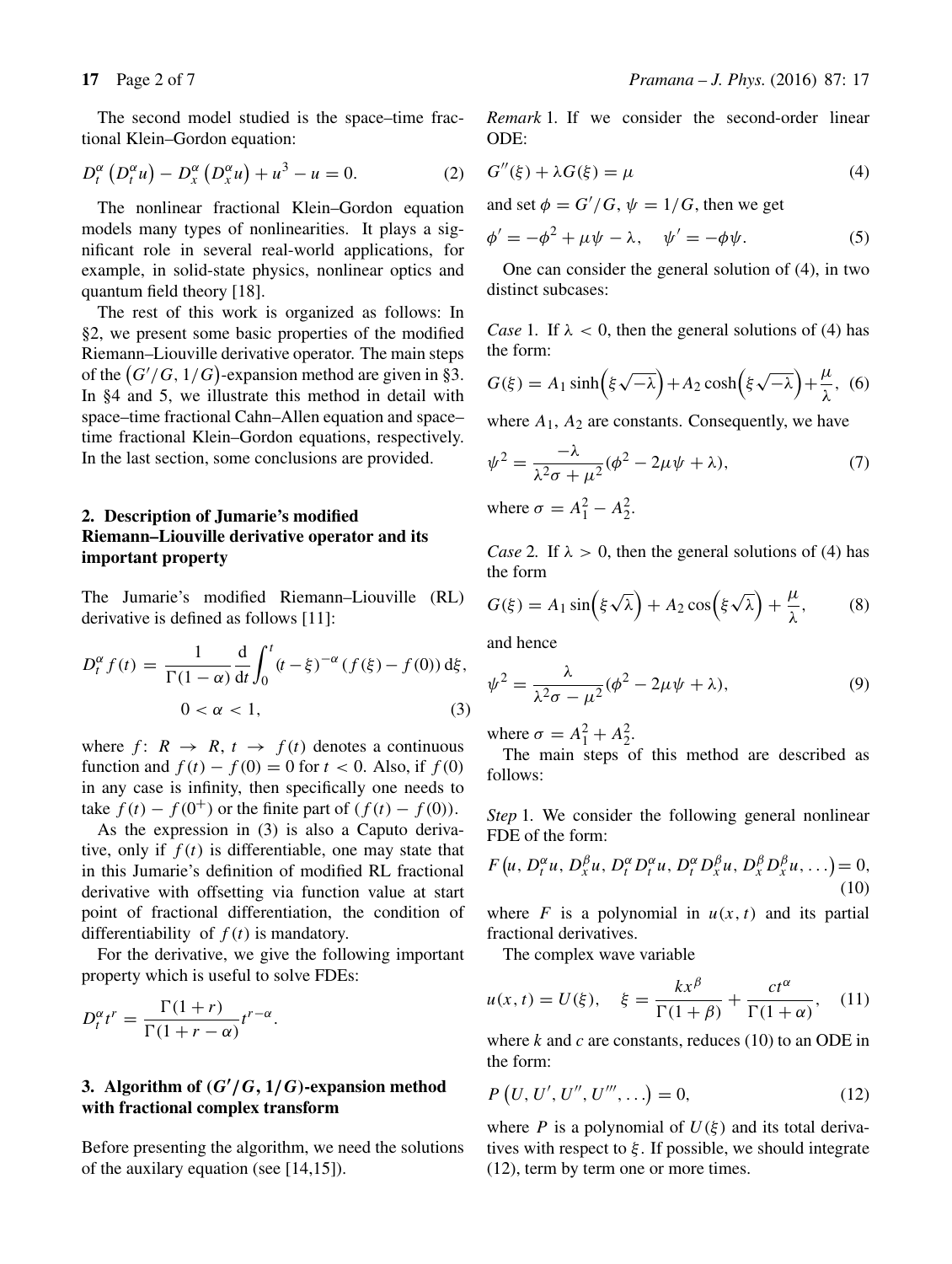The second model studied is the space–time fractional Klein–Gordon equation:

$$D_t^\alpha\left(D_t^\alpha u\right) - D_x^\alpha\left(D_x^\alpha u\right) + u^3 - u = 0. \tag{2}$$

The nonlinear fractional Klein–Gordon equation models many types of nonlinearities. It plays a significant role in several real-world applications, for example, in solid-state physics, nonlinear optics and quantum field theory [18].

The rest of this work is organized as follows: In §2, we present some basic properties of the modified Riemann–Liouville derivative operator. The main steps of the $(G'/G, 1/G)$-expansion method are given in §3. In §4 and 5, we illustrate this method in detail with space–time fractional Cahn–Allen equation and space–time fractional Klein–Gordon equations, respectively. In the last section, some conclusions are provided.

## 2. Description of Jumarie's modified Riemann–Liouville derivative operator and its important property

The Jumarie's modified Riemann–Liouville (RL) derivative is defined as follows [11]:

$$D_t^\alpha f(t) = \frac{1}{\Gamma(1-\alpha)}\frac{\mathrm{d}}{\mathrm{d}t}\int_0^t (t-\xi)^{-\alpha}\left(f(\xi) - f(0)\right)\mathrm{d}\xi,$$
$$0 < \alpha < 1, \tag{3}$$

where $f\colon R \to R$, $t \to f(t)$ denotes a continuous function and $f(t) - f(0) = 0$ for $t < 0$. Also, if $f(0)$ in any case is infinity, then specifically one needs to take $f(t) - f(0^+)$ or the finite part of $(f(t) - f(0))$.

As the expression in (3) is also a Caputo derivative, only if $f(t)$ is differentiable, one may state that in this Jumarie's definition of modified RL fractional derivative with offsetting via function value at start point of fractional differentiation, the condition of differentiability of $f(t)$ is mandatory.

For the derivative, we give the following important property which is useful to solve FDEs:

$$D_t^\alpha t^r = \frac{\Gamma(1+r)}{\Gamma(1+r-\alpha)}t^{r-\alpha}.$$

## 3. Algorithm of $(G'/G, 1/G)$-expansion method with fractional complex transform

Before presenting the algorithm, we need the solutions of the auxilary equation (see [14,15]).

*Remark* 1. If we consider the second-order linear ODE:

$$G''(\xi) + \lambda G(\xi) = \mu \tag{4}$$

and set $\phi = G'/G$, $\psi = 1/G$, then we get

$$\phi' = -\phi^2 + \mu\psi - \lambda, \quad \psi' = -\phi\psi. \tag{5}$$

One can consider the general solution of (4), in two distinct subcases:

*Case* 1. If $\lambda < 0$, then the general solutions of (4) has the form:

$$G(\xi) = A_1 \sinh\left(\xi\sqrt{-\lambda}\right) + A_2 \cosh\left(\xi\sqrt{-\lambda}\right) + \frac{\mu}{\lambda}, \tag{6}$$

where $A_1$, $A_2$ are constants. Consequently, we have

$$\psi^2 = \frac{-\lambda}{\lambda^2\sigma + \mu^2}(\phi^2 - 2\mu\psi + \lambda), \tag{7}$$

where $\sigma = A_1^2 - A_2^2$.

*Case* 2. If $\lambda > 0$, then the general solutions of (4) has the form

$$G(\xi) = A_1 \sin\left(\xi\sqrt{\lambda}\right) + A_2 \cos\left(\xi\sqrt{\lambda}\right) + \frac{\mu}{\lambda}, \tag{8}$$

and hence

$$\psi^2 = \frac{\lambda}{\lambda^2\sigma - \mu^2}(\phi^2 - 2\mu\psi + \lambda), \tag{9}$$

where $\sigma = A_1^2 + A_2^2$.

The main steps of this method are described as follows:

*Step* 1. We consider the following general nonlinear FDE of the form:

$$F\left(u, D_t^\alpha u, D_x^\beta u, D_t^\alpha D_t^\alpha u, D_t^\alpha D_x^\beta u, D_x^\beta D_x^\beta u, \ldots\right) = 0, \tag{10}$$

where $F$ is a polynomial in $u(x,t)$ and its partial fractional derivatives.

The complex wave variable

$$u(x,t) = U(\xi), \quad \xi = \frac{kx^\beta}{\Gamma(1+\beta)} + \frac{ct^\alpha}{\Gamma(1+\alpha)}, \tag{11}$$

where $k$ and $c$ are constants, reduces (10) to an ODE in the form:

$$P\left(U, U', U'', U''', \ldots\right) = 0, \tag{12}$$

where $P$ is a polynomial of $U(\xi)$ and its total derivatives with respect to $\xi$. If possible, we should integrate (12), term by term one or more times.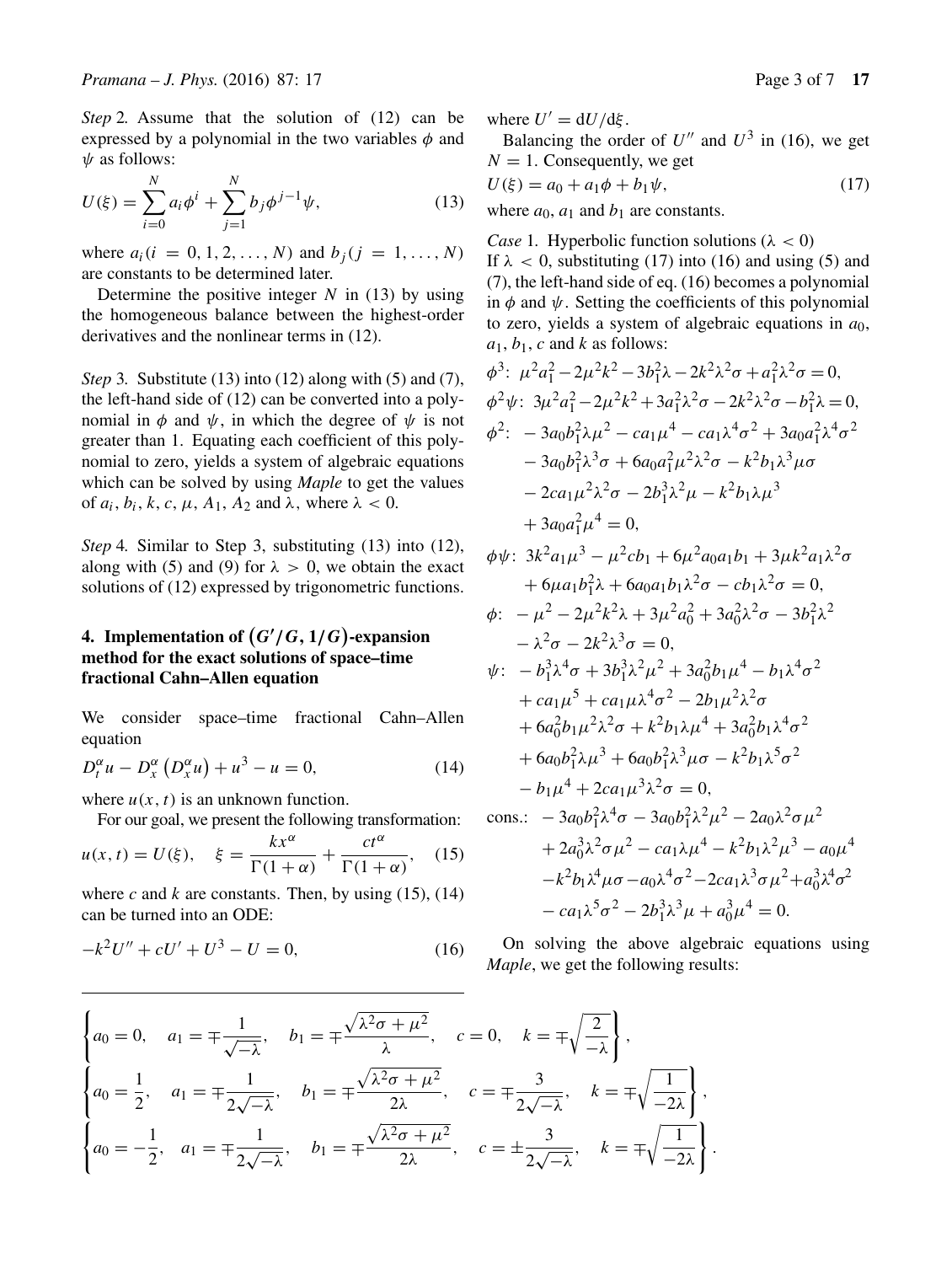*Step* 2. Assume that the solution of (12) can be expressed by a polynomial in the two variables $\phi$ and $\psi$ as follows:

$$U(\xi) = \sum_{i=0}^{N} a_i \phi^i + \sum_{j=1}^{N} b_j \phi^{j-1} \psi, \tag{13}$$

where $a_i (i = 0, 1, 2, \ldots, N)$ and $b_j (j = 1, \ldots, N)$ are constants to be determined later.

Determine the positive integer $N$ in (13) by using the homogeneous balance between the highest-order derivatives and the nonlinear terms in (12).

*Step* 3. Substitute (13) into (12) along with (5) and (7), the left-hand side of (12) can be converted into a polynomial in $\phi$ and $\psi$, in which the degree of $\psi$ is not greater than 1. Equating each coefficient of this polynomial to zero, yields a system of algebraic equations which can be solved by using *Maple* to get the values of $a_i$, $b_i$, $k$, $c$, $\mu$, $A_1$, $A_2$ and $\lambda$, where $\lambda < 0$.

*Step* 4. Similar to Step 3, substituting (13) into (12), along with (5) and (9) for $\lambda > 0$, we obtain the exact solutions of (12) expressed by trigonometric functions.

## 4. Implementation of $(G'/G, 1/G)$-expansion method for the exact solutions of space–time fractional Cahn–Allen equation

We consider space–time fractional Cahn–Allen equation

$$D_t^\alpha u - D_x^\alpha \left( D_x^\alpha u \right) + u^3 - u = 0, \tag{14}$$

where $u(x, t)$ is an unknown function.

For our goal, we present the following transformation:

$$u(x, t) = U(\xi), \quad \xi = \frac{k x^\alpha}{\Gamma(1+\alpha)} + \frac{c t^\alpha}{\Gamma(1+\alpha)}, \tag{15}$$

where $c$ and $k$ are constants. Then, by using (15), (14) can be turned into an ODE:

$$-k^2 U'' + c U' + U^3 - U = 0, \tag{16}$$

where $U' = \mathrm{d}U/\mathrm{d}\xi$.

Balancing the order of $U''$ and $U^3$ in (16), we get $N = 1$. Consequently, we get

$$U(\xi) = a_0 + a_1 \phi + b_1 \psi, \tag{17}$$

where $a_0$, $a_1$ and $b_1$ are constants.

*Case* 1. Hyperbolic function solutions ($\lambda < 0$)

If $\lambda < 0$, substituting (17) into (16) and using (5) and (7), the left-hand side of eq. (16) becomes a polynomial in $\phi$ and $\psi$. Setting the coefficients of this polynomial to zero, yields a system of algebraic equations in $a_0$, $a_1$, $b_1$, $c$ and $k$ as follows:

$$\phi^3: \ \mu^2 a_1^2 - 2\mu^2 k^2 - 3b_1^2 \lambda - 2k^2 \lambda^2 \sigma + a_1^2 \lambda^2 \sigma = 0,$$

$$\phi^2 \psi: \ 3\mu^2 a_1^2 - 2\mu^2 k^2 + 3a_1^2 \lambda^2 \sigma - 2k^2 \lambda^2 \sigma - b_1^2 \lambda = 0,$$

$$\begin{aligned}
\phi^2: \ & -3a_0 b_1^2 \lambda \mu^2 - c a_1 \mu^4 - c a_1 \lambda^4 \sigma^2 + 3a_0 a_1^2 \lambda^4 \sigma^2 \\
& - 3a_0 b_1^2 \lambda^3 \sigma + 6a_0 a_1^2 \mu^2 \lambda^2 \sigma - k^2 b_1 \lambda^3 \mu \sigma \\
& - 2c a_1 \mu^2 \lambda^2 \sigma - 2b_1^3 \lambda^2 \mu - k^2 b_1 \lambda \mu^3 \\
& + 3a_0 a_1^2 \mu^4 = 0,
\end{aligned}$$

$$\begin{aligned}
\phi\psi: \ & 3k^2 a_1 \mu^3 - \mu^2 c b_1 + 6\mu^2 a_0 a_1 b_1 + 3\mu k^2 a_1 \lambda^2 \sigma \\
& + 6\mu a_1 b_1^2 \lambda + 6a_0 a_1 b_1 \lambda^2 \sigma - c b_1 \lambda^2 \sigma = 0,
\end{aligned}$$

$$\begin{aligned}
\phi: \ & -\mu^2 - 2\mu^2 k^2 \lambda + 3\mu^2 a_0^2 + 3a_0^2 \lambda^2 \sigma - 3b_1^2 \lambda^2 \\
& - \lambda^2 \sigma - 2k^2 \lambda^3 \sigma = 0,
\end{aligned}$$

$$\begin{aligned}
\psi: \ & -b_1^3 \lambda^4 \sigma + 3b_1^3 \lambda^2 \mu^2 + 3a_0^2 b_1 \mu^4 - b_1 \lambda^4 \sigma^2 \\
& + c a_1 \mu^5 + c a_1 \mu \lambda^4 \sigma^2 - 2b_1 \mu^2 \lambda^2 \sigma \\
& + 6a_0^2 b_1 \mu^2 \lambda^2 \sigma + k^2 b_1 \lambda \mu^4 + 3a_0^2 b_1 \lambda^4 \sigma^2 \\
& + 6a_0 b_1^2 \lambda \mu^3 + 6a_0 b_1^2 \lambda^3 \mu \sigma - k^2 b_1 \lambda^5 \sigma^2 \\
& - b_1 \mu^4 + 2c a_1 \mu^3 \lambda^2 \sigma = 0,
\end{aligned}$$

$$\begin{aligned}
\text{cons.:} \ & -3a_0 b_1^2 \lambda^4 \sigma - 3a_0 b_1^2 \lambda^2 \mu^2 - 2a_0 \lambda^2 \sigma \mu^2 \\
& + 2a_0^3 \lambda^2 \sigma \mu^2 - c a_1 \lambda \mu^4 - k^2 b_1 \lambda^2 \mu^3 - a_0 \mu^4 \\
& - k^2 b_1 \lambda^4 \mu \sigma - a_0 \lambda^4 \sigma^2 - 2c a_1 \lambda^3 \sigma \mu^2 + a_0^3 \lambda^4 \sigma^2 \\
& - c a_1 \lambda^5 \sigma^2 - 2b_1^3 \lambda^3 \mu + a_0^3 \mu^4 = 0.
\end{aligned}$$

On solving the above algebraic equations using *Maple*, we get the following results:

$$\left\{ a_0 = 0, \quad a_1 = \mp \frac{1}{\sqrt{-\lambda}}, \quad b_1 = \mp \frac{\sqrt{\lambda^2 \sigma + \mu^2}}{\lambda}, \quad c = 0, \quad k = \mp \sqrt{\frac{2}{-\lambda}} \right\},$$

$$\left\{ a_0 = \frac{1}{2}, \quad a_1 = \mp \frac{1}{2\sqrt{-\lambda}}, \quad b_1 = \mp \frac{\sqrt{\lambda^2 \sigma + \mu^2}}{2\lambda}, \quad c = \mp \frac{3}{2\sqrt{-\lambda}}, \quad k = \mp \sqrt{\frac{1}{-2\lambda}} \right\},$$

$$\left\{ a_0 = -\frac{1}{2}, \quad a_1 = \mp \frac{1}{2\sqrt{-\lambda}}, \quad b_1 = \mp \frac{\sqrt{\lambda^2 \sigma + \mu^2}}{2\lambda}, \quad c = \pm \frac{3}{2\sqrt{-\lambda}}, \quad k = \mp \sqrt{\frac{1}{-2\lambda}} \right\}.$$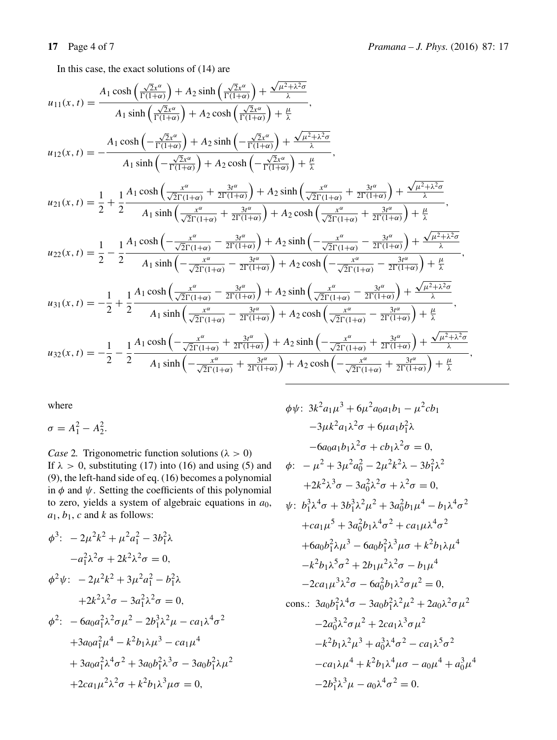In this case, the exact solutions of (14) are

$$u_{11}(x,t) = \frac{A_1 \cosh\left(\frac{\sqrt{2}x^\alpha}{\Gamma(1+\alpha)}\right) + A_2 \sinh\left(\frac{\sqrt{2}x^\alpha}{\Gamma(1+\alpha)}\right) + \frac{\sqrt{\mu^2+\lambda^2\sigma}}{\lambda}}{A_1 \sinh\left(\frac{\sqrt{2}x^\alpha}{\Gamma(1+\alpha)}\right) + A_2 \cosh\left(\frac{\sqrt{2}x^\alpha}{\Gamma(1+\alpha)}\right) + \frac{\mu}{\lambda}},$$

$$u_{12}(x,t) = -\frac{A_1 \cosh\left(-\frac{\sqrt{2}x^\alpha}{\Gamma(1+\alpha)}\right) + A_2 \sinh\left(-\frac{\sqrt{2}x^\alpha}{\Gamma(1+\alpha)}\right) + \frac{\sqrt{\mu^2+\lambda^2\sigma}}{\lambda}}{A_1 \sinh\left(-\frac{\sqrt{2}x^\alpha}{\Gamma(1+\alpha)}\right) + A_2 \cosh\left(-\frac{\sqrt{2}x^\alpha}{\Gamma(1+\alpha)}\right) + \frac{\mu}{\lambda}},$$

$$u_{21}(x,t) = \frac{1}{2} + \frac{1}{2}\frac{A_1 \cosh\left(\frac{x^\alpha}{\sqrt{2}\Gamma(1+\alpha)} + \frac{3t^\alpha}{2\Gamma(1+\alpha)}\right) + A_2 \sinh\left(\frac{x^\alpha}{\sqrt{2}\Gamma(1+\alpha)} + \frac{3t^\alpha}{2\Gamma(1+\alpha)}\right) + \frac{\sqrt{\mu^2+\lambda^2\sigma}}{\lambda}}{A_1 \sinh\left(\frac{x^\alpha}{\sqrt{2}\Gamma(1+\alpha)} + \frac{3t^\alpha}{2\Gamma(1+\alpha)}\right) + A_2 \cosh\left(\frac{x^\alpha}{\sqrt{2}\Gamma(1+\alpha)} + \frac{3t^\alpha}{2\Gamma(1+\alpha)}\right) + \frac{\mu}{\lambda}},$$

$$u_{22}(x,t) = \frac{1}{2} - \frac{1}{2}\frac{A_1 \cosh\left(-\frac{x^\alpha}{\sqrt{2}\Gamma(1+\alpha)} - \frac{3t^\alpha}{2\Gamma(1+\alpha)}\right) + A_2 \sinh\left(-\frac{x^\alpha}{\sqrt{2}\Gamma(1+\alpha)} - \frac{3t^\alpha}{2\Gamma(1+\alpha)}\right) + \frac{\sqrt{\mu^2+\lambda^2\sigma}}{\lambda}}{A_1 \sinh\left(-\frac{x^\alpha}{\sqrt{2}\Gamma(1+\alpha)} - \frac{3t^\alpha}{2\Gamma(1+\alpha)}\right) + A_2 \cosh\left(-\frac{x^\alpha}{\sqrt{2}\Gamma(1+\alpha)} - \frac{3t^\alpha}{2\Gamma(1+\alpha)}\right) + \frac{\mu}{\lambda}},$$

$$u_{31}(x,t) = -\frac{1}{2} + \frac{1}{2}\frac{A_1 \cosh\left(\frac{x^\alpha}{\sqrt{2}\Gamma(1+\alpha)} - \frac{3t^\alpha}{2\Gamma(1+\alpha)}\right) + A_2 \sinh\left(\frac{x^\alpha}{\sqrt{2}\Gamma(1+\alpha)} - \frac{3t^\alpha}{2\Gamma(1+\alpha)}\right) + \frac{\sqrt{\mu^2+\lambda^2\sigma}}{\lambda}}{A_1 \sinh\left(\frac{x^\alpha}{\sqrt{2}\Gamma(1+\alpha)} - \frac{3t^\alpha}{2\Gamma(1+\alpha)}\right) + A_2 \cosh\left(\frac{x^\alpha}{\sqrt{2}\Gamma(1+\alpha)} - \frac{3t^\alpha}{2\Gamma(1+\alpha)}\right) + \frac{\mu}{\lambda}},$$

$$u_{32}(x,t) = -\frac{1}{2} - \frac{1}{2}\frac{A_1 \cosh\left(-\frac{x^\alpha}{\sqrt{2}\Gamma(1+\alpha)} + \frac{3t^\alpha}{2\Gamma(1+\alpha)}\right) + A_2 \sinh\left(-\frac{x^\alpha}{\sqrt{2}\Gamma(1+\alpha)} + \frac{3t^\alpha}{2\Gamma(1+\alpha)}\right) + \frac{\sqrt{\mu^2+\lambda^2\sigma}}{\lambda}}{A_1 \sinh\left(-\frac{x^\alpha}{\sqrt{2}\Gamma(1+\alpha)} + \frac{3t^\alpha}{2\Gamma(1+\alpha)}\right) + A_2 \cosh\left(-\frac{x^\alpha}{\sqrt{2}\Gamma(1+\alpha)} + \frac{3t^\alpha}{2\Gamma(1+\alpha)}\right) + \frac{\mu}{\lambda}},$$

where

$$\sigma = A_1^2 - A_2^2.$$

*Case* 2. Trigonometric function solutions ($\lambda > 0$)
If $\lambda > 0$, substituting (17) into (16) and using (5) and (9), the left-hand side of eq. (16) becomes a polynomial in $\phi$ and $\psi$. Setting the coefficients of this polynomial to zero, yields a system of algebraic equations in $a_0$, $a_1$, $b_1$, $c$ and $k$ as follows:

$$\begin{aligned}
\phi^3:&\ -2\mu^2k^2 + \mu^2a_1^2 - 3b_1^2\lambda \\
&\quad -a_1^2\lambda^2\sigma + 2k^2\lambda^2\sigma = 0,\\
\phi^2\psi:&\ -2\mu^2k^2 + 3\mu^2a_1^2 - b_1^2\lambda \\
&\quad +2k^2\lambda^2\sigma - 3a_1^2\lambda^2\sigma = 0,\\
\phi^2:&\ -6a_0a_1^2\lambda^2\sigma\mu^2 - 2b_1^3\lambda^2\mu - ca_1\lambda^4\sigma^2 \\
&\quad +3a_0a_1^2\mu^4 - k^2b_1\lambda\mu^3 - ca_1\mu^4 \\
&\quad +3a_0a_1^2\lambda^4\sigma^2 + 3a_0b_1^2\lambda^3\sigma - 3a_0b_1^2\lambda\mu^2 \\
&\quad +2ca_1\mu^2\lambda^2\sigma + k^2b_1\lambda^3\mu\sigma = 0,\\
\phi\psi:&\ 3k^2a_1\mu^3 + 6\mu^2a_0a_1b_1 - \mu^2cb_1 \\
&\quad -3\mu k^2a_1\lambda^2\sigma + 6\mu a_1b_1^2\lambda \\
&\quad -6a_0a_1b_1\lambda^2\sigma + cb_1\lambda^2\sigma = 0,\\
\phi:&\ -\mu^2 + 3\mu^2a_0^2 - 2\mu^2k^2\lambda - 3b_1^2\lambda^2 \\
&\quad +2k^2\lambda^3\sigma - 3a_0^2\lambda^2\sigma + \lambda^2\sigma = 0,\\
\psi:&\ b_1^3\lambda^4\sigma + 3b_1^3\lambda^2\mu^2 + 3a_0^2b_1\mu^4 - b_1\lambda^4\sigma^2 \\
&\quad +ca_1\mu^5 + 3a_0^2b_1\lambda^4\sigma^2 + ca_1\mu\lambda^4\sigma^2 \\
&\quad +6a_0b_1^2\lambda\mu^3 - 6a_0b_1^2\lambda^3\mu\sigma + k^2b_1\lambda\mu^4 \\
&\quad -k^2b_1\lambda^5\sigma^2 + 2b_1\mu^2\lambda^2\sigma - b_1\mu^4 \\
&\quad -2ca_1\mu^3\lambda^2\sigma - 6a_0^2b_1\lambda^2\sigma\mu^2 = 0,\\
\text{cons.}:&\ 3a_0b_1^2\lambda^4\sigma - 3a_0b_1^2\lambda^2\mu^2 + 2a_0\lambda^2\sigma\mu^2 \\
&\quad -2a_0^3\lambda^2\sigma\mu^2 + 2ca_1\lambda^3\sigma\mu^2 \\
&\quad -k^2b_1\lambda^2\mu^3 + a_0^3\lambda^4\sigma^2 - ca_1\lambda^5\sigma^2 \\
&\quad -ca_1\lambda\mu^4 + k^2b_1\lambda^4\mu\sigma - a_0\mu^4 + a_0^3\mu^4 \\
&\quad -2b_1^3\lambda^3\mu - a_0\lambda^4\sigma^2 = 0.
\end{aligned}$$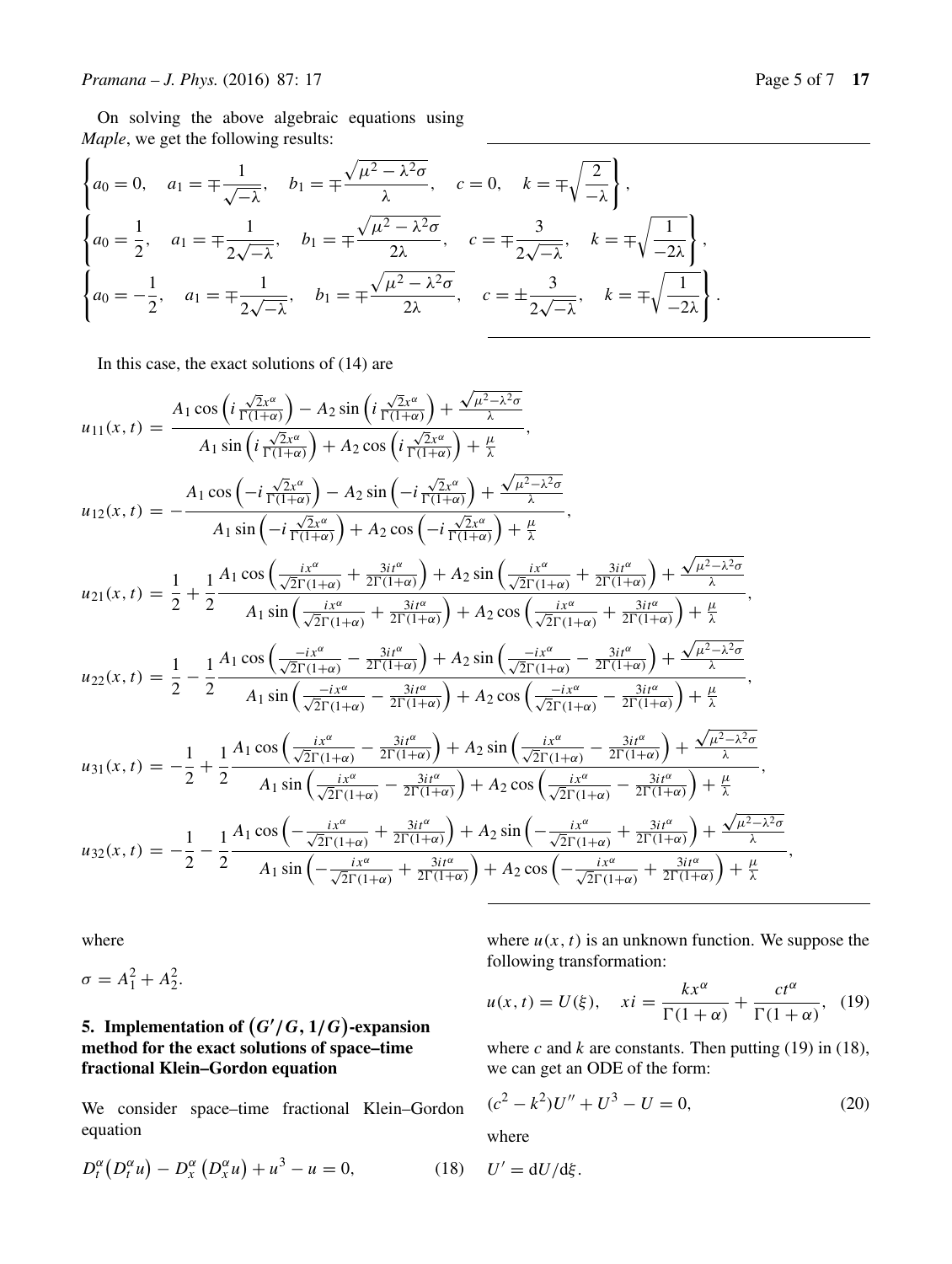On solving the above algebraic equations using *Maple*, we get the following results:

$$\left\{a_0 = 0, \quad a_1 = \mp\frac{1}{\sqrt{-\lambda}}, \quad b_1 = \mp\frac{\sqrt{\mu^2 - \lambda^2\sigma}}{\lambda}, \quad c = 0, \quad k = \mp\sqrt{\frac{2}{-\lambda}}\right\},$$

$$\left\{a_0 = \frac{1}{2}, \quad a_1 = \mp\frac{1}{2\sqrt{-\lambda}}, \quad b_1 = \mp\frac{\sqrt{\mu^2 - \lambda^2\sigma}}{2\lambda}, \quad c = \mp\frac{3}{2\sqrt{-\lambda}}, \quad k = \mp\sqrt{\frac{1}{-2\lambda}}\right\},$$

$$\left\{a_0 = -\frac{1}{2}, \quad a_1 = \mp\frac{1}{2\sqrt{-\lambda}}, \quad b_1 = \mp\frac{\sqrt{\mu^2 - \lambda^2\sigma}}{2\lambda}, \quad c = \pm\frac{3}{2\sqrt{-\lambda}}, \quad k = \mp\sqrt{\frac{1}{-2\lambda}}\right\}.$$

In this case, the exact solutions of (14) are

$$u_{11}(x,t) = \frac{A_1\cos\left(i\frac{\sqrt{2}x^\alpha}{\Gamma(1+\alpha)}\right) - A_2\sin\left(i\frac{\sqrt{2}x^\alpha}{\Gamma(1+\alpha)}\right) + \frac{\sqrt{\mu^2-\lambda^2\sigma}}{\lambda}}{A_1\sin\left(i\frac{\sqrt{2}x^\alpha}{\Gamma(1+\alpha)}\right) + A_2\cos\left(i\frac{\sqrt{2}x^\alpha}{\Gamma(1+\alpha)}\right) + \frac{\mu}{\lambda}},$$

$$u_{12}(x,t) = -\frac{A_1\cos\left(-i\frac{\sqrt{2}x^\alpha}{\Gamma(1+\alpha)}\right) - A_2\sin\left(-i\frac{\sqrt{2}x^\alpha}{\Gamma(1+\alpha)}\right) + \frac{\sqrt{\mu^2-\lambda^2\sigma}}{\lambda}}{A_1\sin\left(-i\frac{\sqrt{2}x^\alpha}{\Gamma(1+\alpha)}\right) + A_2\cos\left(-i\frac{\sqrt{2}x^\alpha}{\Gamma(1+\alpha)}\right) + \frac{\mu}{\lambda}},$$

$$u_{21}(x,t) = \frac{1}{2} + \frac{1}{2}\frac{A_1\cos\left(\frac{ix^\alpha}{\sqrt{2}\Gamma(1+\alpha)} + \frac{3it^\alpha}{2\Gamma(1+\alpha)}\right) + A_2\sin\left(\frac{ix^\alpha}{\sqrt{2}\Gamma(1+\alpha)} + \frac{3it^\alpha}{2\Gamma(1+\alpha)}\right) + \frac{\sqrt{\mu^2-\lambda^2\sigma}}{\lambda}}{A_1\sin\left(\frac{ix^\alpha}{\sqrt{2}\Gamma(1+\alpha)} + \frac{3it^\alpha}{2\Gamma(1+\alpha)}\right) + A_2\cos\left(\frac{ix^\alpha}{\sqrt{2}\Gamma(1+\alpha)} + \frac{3it^\alpha}{2\Gamma(1+\alpha)}\right) + \frac{\mu}{\lambda}},$$

$$u_{22}(x,t) = \frac{1}{2} - \frac{1}{2}\frac{A_1\cos\left(\frac{-ix^\alpha}{\sqrt{2}\Gamma(1+\alpha)} - \frac{3it^\alpha}{2\Gamma(1+\alpha)}\right) + A_2\sin\left(\frac{-ix^\alpha}{\sqrt{2}\Gamma(1+\alpha)} - \frac{3it^\alpha}{2\Gamma(1+\alpha)}\right) + \frac{\sqrt{\mu^2-\lambda^2\sigma}}{\lambda}}{A_1\sin\left(\frac{-ix^\alpha}{\sqrt{2}\Gamma(1+\alpha)} - \frac{3it^\alpha}{2\Gamma(1+\alpha)}\right) + A_2\cos\left(\frac{-ix^\alpha}{\sqrt{2}\Gamma(1+\alpha)} - \frac{3it^\alpha}{2\Gamma(1+\alpha)}\right) + \frac{\mu}{\lambda}},$$

$$u_{31}(x,t) = -\frac{1}{2} + \frac{1}{2}\frac{A_1\cos\left(\frac{ix^\alpha}{\sqrt{2}\Gamma(1+\alpha)} - \frac{3it^\alpha}{2\Gamma(1+\alpha)}\right) + A_2\sin\left(\frac{ix^\alpha}{\sqrt{2}\Gamma(1+\alpha)} - \frac{3it^\alpha}{2\Gamma(1+\alpha)}\right) + \frac{\sqrt{\mu^2-\lambda^2\sigma}}{\lambda}}{A_1\sin\left(\frac{ix^\alpha}{\sqrt{2}\Gamma(1+\alpha)} - \frac{3it^\alpha}{2\Gamma(1+\alpha)}\right) + A_2\cos\left(\frac{ix^\alpha}{\sqrt{2}\Gamma(1+\alpha)} - \frac{3it^\alpha}{2\Gamma(1+\alpha)}\right) + \frac{\mu}{\lambda}},$$

$$u_{32}(x,t) = -\frac{1}{2} - \frac{1}{2}\frac{A_1\cos\left(-\frac{ix^\alpha}{\sqrt{2}\Gamma(1+\alpha)} + \frac{3it^\alpha}{2\Gamma(1+\alpha)}\right) + A_2\sin\left(-\frac{ix^\alpha}{\sqrt{2}\Gamma(1+\alpha)} + \frac{3it^\alpha}{2\Gamma(1+\alpha)}\right) + \frac{\sqrt{\mu^2-\lambda^2\sigma}}{\lambda}}{A_1\sin\left(-\frac{ix^\alpha}{\sqrt{2}\Gamma(1+\alpha)} + \frac{3it^\alpha}{2\Gamma(1+\alpha)}\right) + A_2\cos\left(-\frac{ix^\alpha}{\sqrt{2}\Gamma(1+\alpha)} + \frac{3it^\alpha}{2\Gamma(1+\alpha)}\right) + \frac{\mu}{\lambda}},$$

where

$$\sigma = A_1^2 + A_2^2.$$

## 5. Implementation of $(G'/G, 1/G)$-expansion method for the exact solutions of space–time fractional Klein–Gordon equation

We consider space–time fractional Klein–Gordon equation

$$D_t^\alpha\big(D_t^\alpha u\big) - D_x^\alpha\left(D_x^\alpha u\right) + u^3 - u = 0, \tag{18}$$

where $u(x,t)$ is an unknown function. We suppose the following transformation:

$$u(x,t) = U(\xi), \quad xi = \frac{kx^\alpha}{\Gamma(1+\alpha)} + \frac{ct^\alpha}{\Gamma(1+\alpha)}, \tag{19}$$

where $c$ and $k$ are constants. Then putting (19) in (18), we can get an ODE of the form:

$$(c^2 - k^2)U'' + U^3 - U = 0, \tag{20}$$

where

$U' = \mathrm{d}U/\mathrm{d}\xi$.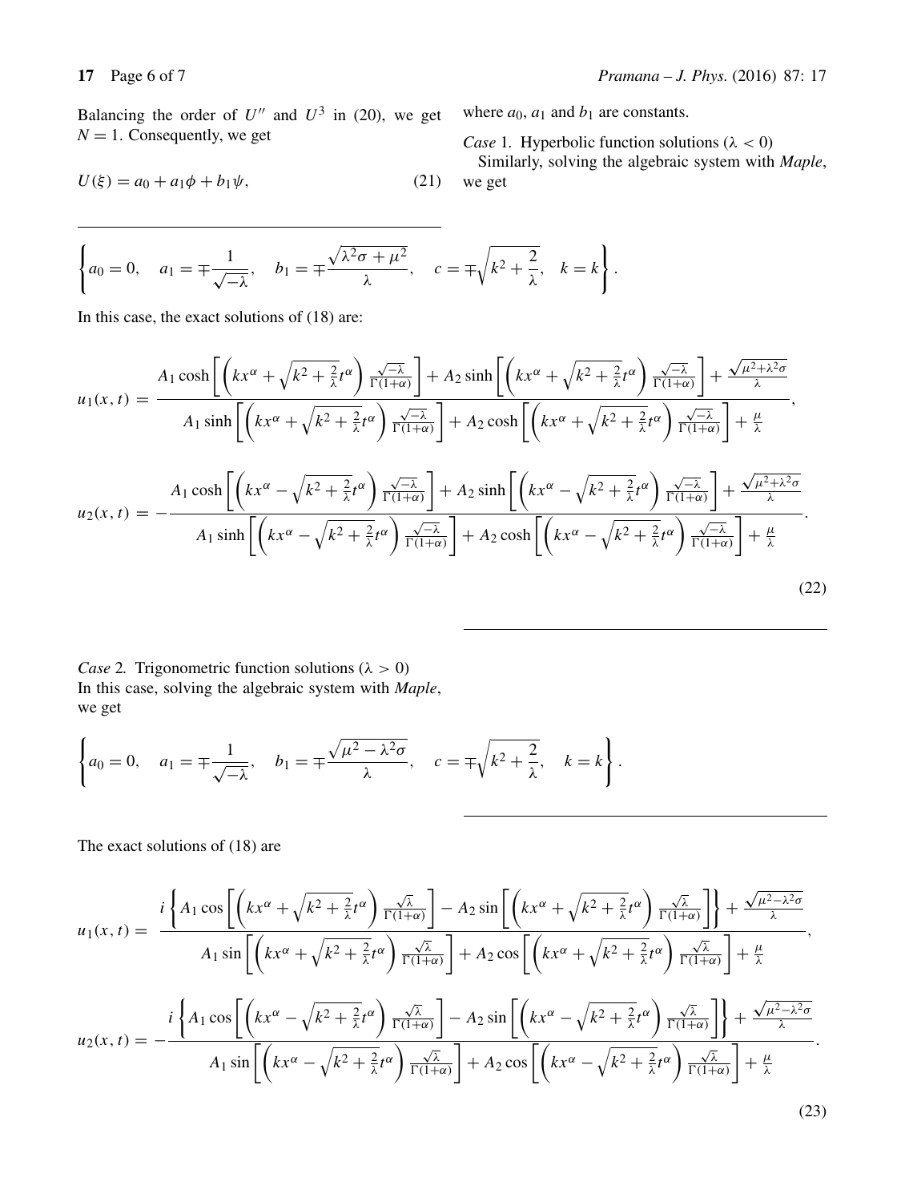Balancing the order of $U''$ and $U^3$ in (20), we get $N = 1$. Consequently, we get

$$U(\xi) = a_0 + a_1\phi + b_1\psi, \tag{21}$$

where $a_0$, $a_1$ and $b_1$ are constants.

*Case* 1. Hyperbolic function solutions ($\lambda < 0$)

Similarly, solving the algebraic system with *Maple*, we get

$$\left\{a_0 = 0, \quad a_1 = \mp\frac{1}{\sqrt{-\lambda}}, \quad b_1 = \mp\frac{\sqrt{\lambda^2\sigma + \mu^2}}{\lambda}, \quad c = \mp\sqrt{k^2 + \frac{2}{\lambda}}, \quad k = k\right\}.$$

In this case, the exact solutions of (18) are:

$$u_1(x,t) = \frac{A_1 \cosh\left[\left(kx^\alpha + \sqrt{k^2 + \frac{2}{\lambda}}t^\alpha\right)\frac{\sqrt{-\lambda}}{\Gamma(1+\alpha)}\right] + A_2 \sinh\left[\left(kx^\alpha + \sqrt{k^2 + \frac{2}{\lambda}}t^\alpha\right)\frac{\sqrt{-\lambda}}{\Gamma(1+\alpha)}\right] + \frac{\sqrt{\mu^2+\lambda^2\sigma}}{\lambda}}{A_1 \sinh\left[\left(kx^\alpha + \sqrt{k^2 + \frac{2}{\lambda}}t^\alpha\right)\frac{\sqrt{-\lambda}}{\Gamma(1+\alpha)}\right] + A_2 \cosh\left[\left(kx^\alpha + \sqrt{k^2 + \frac{2}{\lambda}}t^\alpha\right)\frac{\sqrt{-\lambda}}{\Gamma(1+\alpha)}\right] + \frac{\mu}{\lambda}},$$

$$u_2(x,t) = -\frac{A_1 \cosh\left[\left(kx^\alpha - \sqrt{k^2 + \frac{2}{\lambda}}t^\alpha\right)\frac{\sqrt{-\lambda}}{\Gamma(1+\alpha)}\right] + A_2 \sinh\left[\left(kx^\alpha - \sqrt{k^2 + \frac{2}{\lambda}}t^\alpha\right)\frac{\sqrt{-\lambda}}{\Gamma(1+\alpha)}\right] + \frac{\sqrt{\mu^2+\lambda^2\sigma}}{\lambda}}{A_1 \sinh\left[\left(kx^\alpha - \sqrt{k^2 + \frac{2}{\lambda}}t^\alpha\right)\frac{\sqrt{-\lambda}}{\Gamma(1+\alpha)}\right] + A_2 \cosh\left[\left(kx^\alpha - \sqrt{k^2 + \frac{2}{\lambda}}t^\alpha\right)\frac{\sqrt{-\lambda}}{\Gamma(1+\alpha)}\right] + \frac{\mu}{\lambda}}. \tag{22}$$

*Case* 2. Trigonometric function solutions ($\lambda > 0$)

In this case, solving the algebraic system with *Maple*, we get

$$\left\{a_0 = 0, \quad a_1 = \mp\frac{1}{\sqrt{-\lambda}}, \quad b_1 = \mp\frac{\sqrt{\mu^2 - \lambda^2\sigma}}{\lambda}, \quad c = \mp\sqrt{k^2 + \frac{2}{\lambda}}, \quad k = k\right\}.$$

The exact solutions of (18) are

$$u_1(x,t) = \frac{i\left\{A_1 \cos\left[\left(kx^\alpha + \sqrt{k^2 + \frac{2}{\lambda}}t^\alpha\right)\frac{\sqrt{\lambda}}{\Gamma(1+\alpha)}\right] - A_2 \sin\left[\left(kx^\alpha + \sqrt{k^2 + \frac{2}{\lambda}}t^\alpha\right)\frac{\sqrt{\lambda}}{\Gamma(1+\alpha)}\right]\right\} + \frac{\sqrt{\mu^2-\lambda^2\sigma}}{\lambda}}{A_1 \sin\left[\left(kx^\alpha + \sqrt{k^2 + \frac{2}{\lambda}}t^\alpha\right)\frac{\sqrt{\lambda}}{\Gamma(1+\alpha)}\right] + A_2 \cos\left[\left(kx^\alpha + \sqrt{k^2 + \frac{2}{\lambda}}t^\alpha\right)\frac{\sqrt{\lambda}}{\Gamma(1+\alpha)}\right] + \frac{\mu}{\lambda}},$$

$$u_2(x,t) = -\frac{i\left\{A_1 \cos\left[\left(kx^\alpha - \sqrt{k^2 + \frac{2}{\lambda}}t^\alpha\right)\frac{\sqrt{\lambda}}{\Gamma(1+\alpha)}\right] - A_2 \sin\left[\left(kx^\alpha - \sqrt{k^2 + \frac{2}{\lambda}}t^\alpha\right)\frac{\sqrt{\lambda}}{\Gamma(1+\alpha)}\right]\right\} + \frac{\sqrt{\mu^2-\lambda^2\sigma}}{\lambda}}{A_1 \sin\left[\left(kx^\alpha - \sqrt{k^2 + \frac{2}{\lambda}}t^\alpha\right)\frac{\sqrt{\lambda}}{\Gamma(1+\alpha)}\right] + A_2 \cos\left[\left(kx^\alpha - \sqrt{k^2 + \frac{2}{\lambda}}t^\alpha\right)\frac{\sqrt{\lambda}}{\Gamma(1+\alpha)}\right] + \frac{\mu}{\lambda}}. \tag{23}$$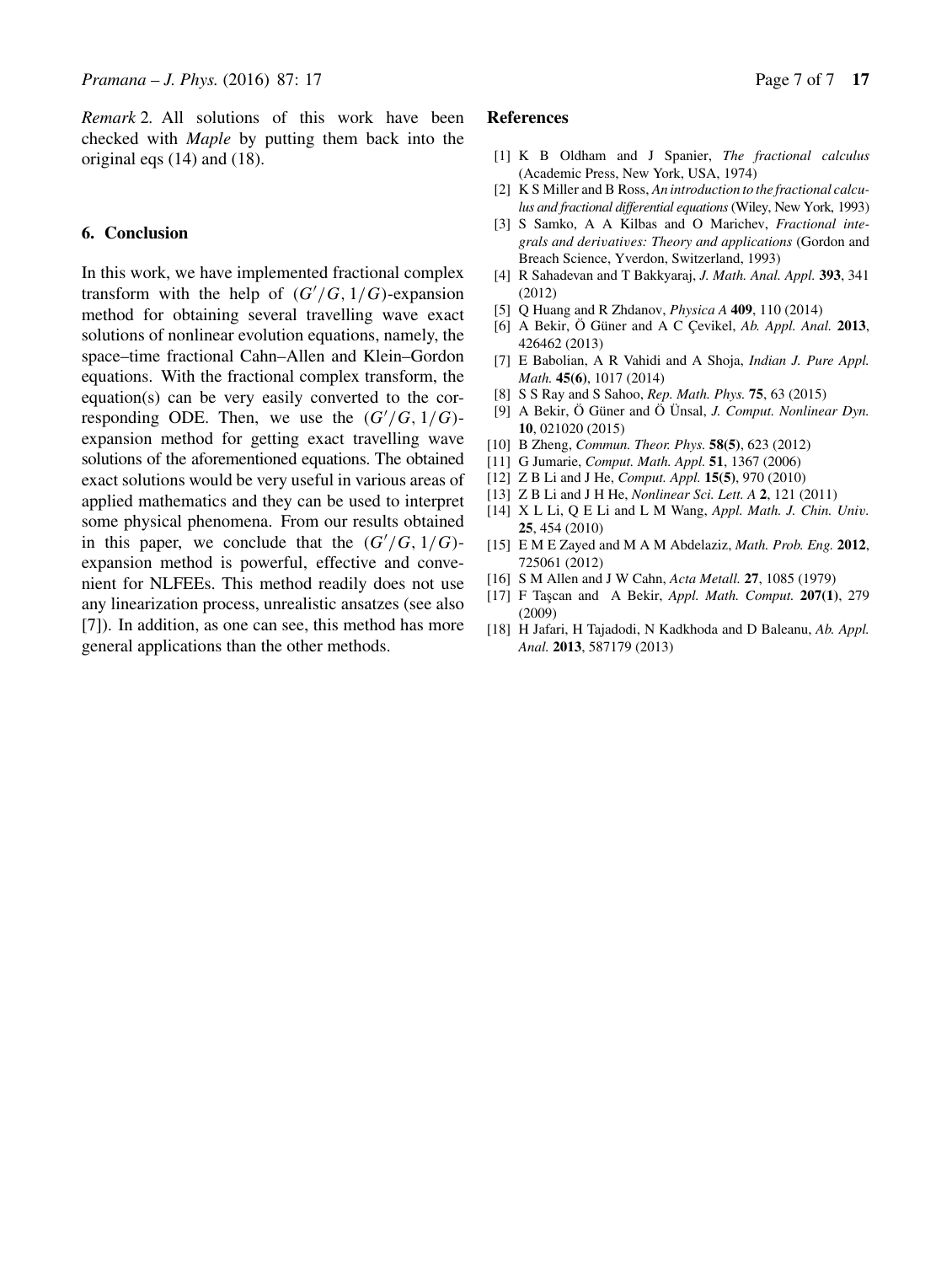*Remark* 2. All solutions of this work have been checked with *Maple* by putting them back into the original eqs (14) and (18).

## 6. Conclusion

In this work, we have implemented fractional complex transform with the help of $(G'/G, 1/G)$-expansion method for obtaining several travelling wave exact solutions of nonlinear evolution equations, namely, the space–time fractional Cahn–Allen and Klein–Gordon equations. With the fractional complex transform, the equation(s) can be very easily converted to the corresponding ODE. Then, we use the $(G'/G, 1/G)$-expansion method for getting exact travelling wave solutions of the aforementioned equations. The obtained exact solutions would be very useful in various areas of applied mathematics and they can be used to interpret some physical phenomena. From our results obtained in this paper, we conclude that the $(G'/G, 1/G)$-expansion method is powerful, effective and convenient for NLFEEs. This method readily does not use any linearization process, unrealistic ansatzes (see also [7]). In addition, as one can see, this method has more general applications than the other methods.

## References

[1] K B Oldham and J Spanier, *The fractional calculus* (Academic Press, New York, USA, 1974)

[2] K S Miller and B Ross, *An introduction to the fractional calculus and fractional differential equations* (Wiley, New York, 1993)

[3] S Samko, A A Kilbas and O Marichev, *Fractional integrals and derivatives: Theory and applications* (Gordon and Breach Science, Yverdon, Switzerland, 1993)

[4] R Sahadevan and T Bakkyaraj, *J. Math. Anal. Appl.* **393**, 341 (2012)

[5] Q Huang and R Zhdanov, *Physica A* **409**, 110 (2014)

[6] A Bekir, Ö Güner and A C Çevikel, *Ab. Appl. Anal.* **2013**, 426462 (2013)

[7] E Babolian, A R Vahidi and A Shoja, *Indian J. Pure Appl. Math.* **45(6)**, 1017 (2014)

[8] S S Ray and S Sahoo, *Rep. Math. Phys.* **75**, 63 (2015)

[9] A Bekir, Ö Güner and Ö Ünsal, *J. Comput. Nonlinear Dyn.* **10**, 021020 (2015)

[10] B Zheng, *Commun. Theor. Phys.* **58(5)**, 623 (2012)

[11] G Jumarie, *Comput. Math. Appl.* **51**, 1367 (2006)

[12] Z B Li and J He, *Comput. Appl.* **15(5)**, 970 (2010)

[13] Z B Li and J H He, *Nonlinear Sci. Lett. A* **2**, 121 (2011)

[14] X L Li, Q E Li and L M Wang, *Appl. Math. J. Chin. Univ.* **25**, 454 (2010)

[15] E M E Zayed and M A M Abdelaziz, *Math. Prob. Eng.* **2012**, 725061 (2012)

[16] S M Allen and J W Cahn, *Acta Metall.* **27**, 1085 (1979)

[17] F Taşcan and A Bekir, *Appl. Math. Comput.* **207(1)**, 279 (2009)

[18] H Jafari, H Tajadodi, N Kadkhoda and D Baleanu, *Ab. Appl. Anal.* **2013**, 587179 (2013)